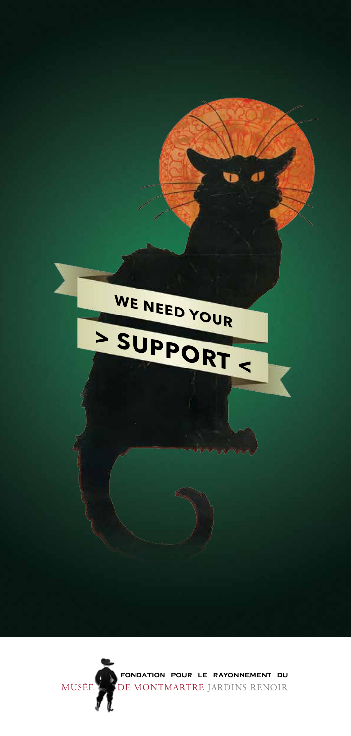# WE NEED YOUR > SUPPORT <

**FONDATION POUR LE RAYONNEMENT DU**

MUSÉE DE MONTMARTRE JARDINS RENOIR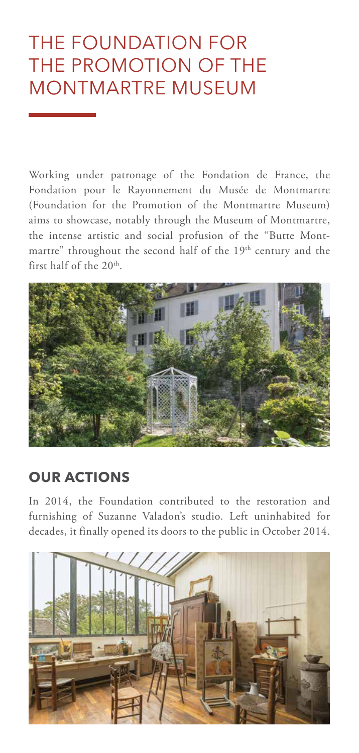# THE FOUNDATION FOR THE PROMOTION OF THE MONTMARTRE MUSEUM

Working under patronage of the Fondation de France, the Fondation pour le Rayonnement du Musée de Montmartre (Foundation for the Promotion of the Montmartre Museum) aims to showcase, notably through the Museum of Montmartre, the intense artistic and social profusion of the "Butte Montmartre" throughout the second half of the 19th century and the first half of the 20th.

## OUR ACTIONS

In 2014, the Foundation contributed to the restoration and furnishing of Suzanne Valadon's studio. Left uninhabited for decades, it finally opened its doors to the public in October 2014.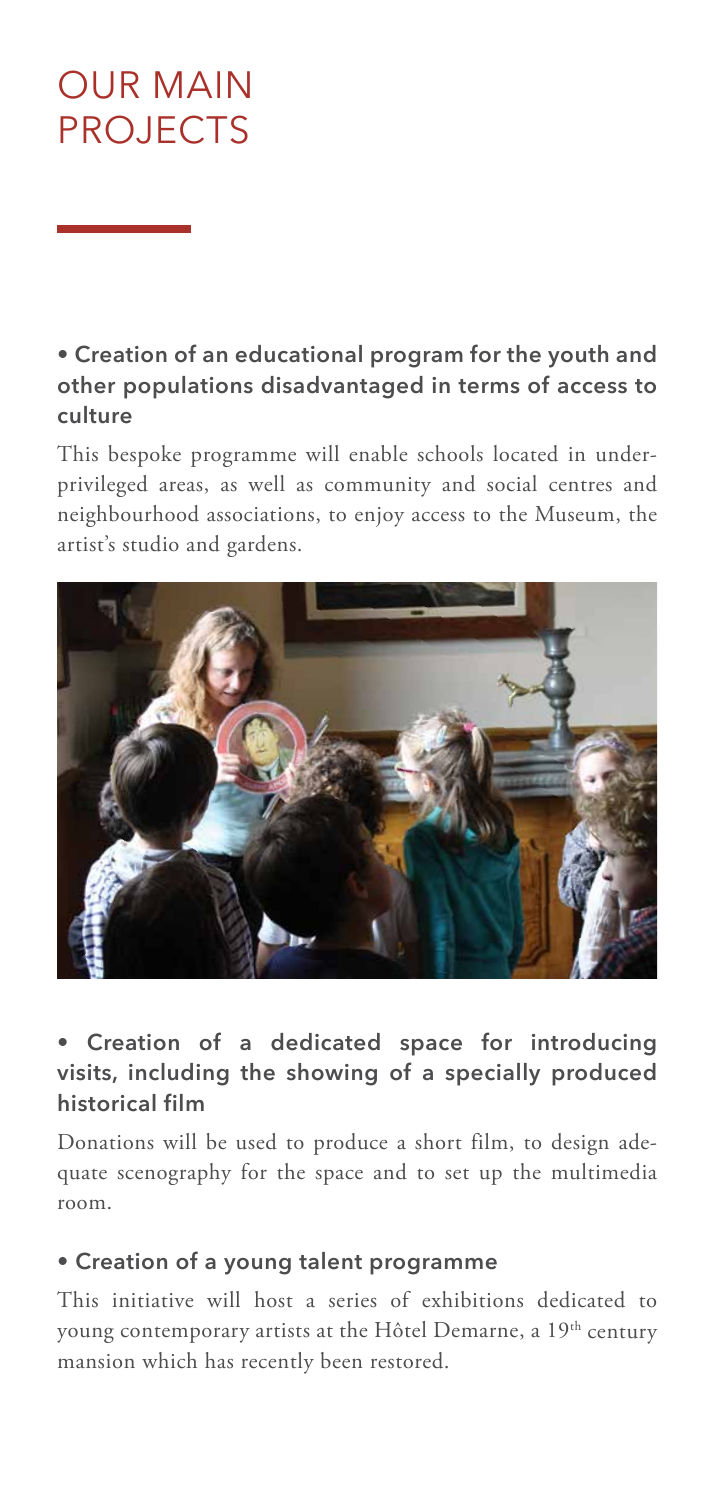# OUR MAIN PROJECTS

**• Creation of an educational program for the youth and other populations disadvantaged in terms of access to culture**

This bespoke programme will enable schools located in underprivileged areas, as well as community and social centres and neighbourhood associations, to enjoy access to the Museum, the artist's studio and gardens.

**• Creation of a dedicated space for introducing visits, including the showing of a specially produced historical film**

Donations will be used to produce a short film, to design adequate scenography for the space and to set up the multimedia room.

**• Creation of a young talent programme**

This initiative will host a series of exhibitions dedicated to young contemporary artists at the Hôtel Demarne, a 19th century mansion which has recently been restored.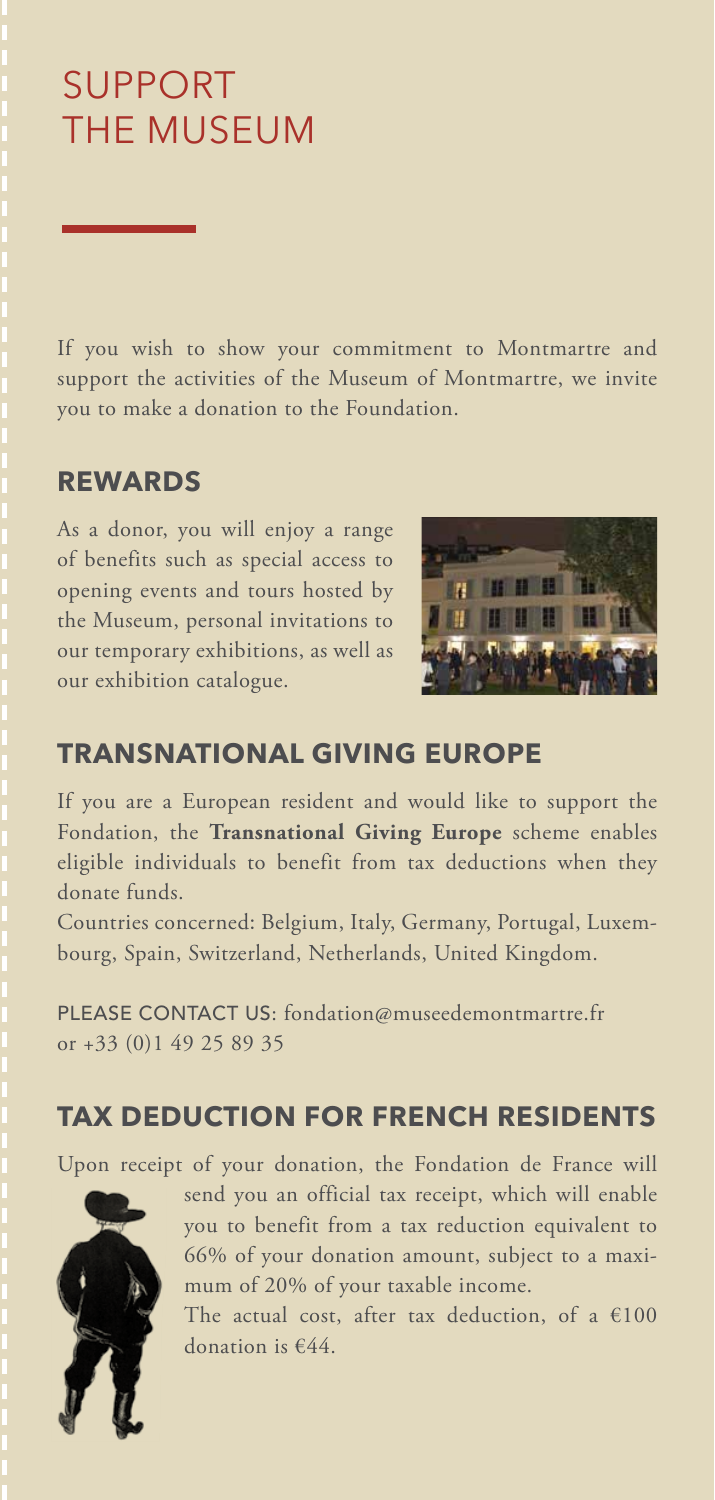# SUPPORT THE MUSEUM

If you wish to show your commitment to Montmartre and support the activities of the Museum of Montmartre, we invite you to make a donation to the Foundation.

## REWARDS

As a donor, you will enjoy a range of benefits such as special access to opening events and tours hosted by the Museum, personal invitations to our temporary exhibitions, as well as our exhibition catalogue.

## TRANSNATIONAL GIVING EUROPE

If you are a European resident and would like to support the Fondation, the **Transnational Giving Europe** scheme enables eligible individuals to benefit from tax deductions when they donate funds.

Countries concerned: Belgium, Italy, Germany, Portugal, Luxembourg, Spain, Switzerland, Netherlands, United Kingdom.

PLEASE CONTACT US: fondation@museedemontmartre.fr or +33 (0)1 49 25 89 35

## TAX DEDUCTION FOR FRENCH RESIDENTS

Upon receipt of your donation, the Fondation de France will send you an official tax receipt, which will enable you to benefit from a tax reduction equivalent to 66% of your donation amount, subject to a maximum of 20% of your taxable income.

The actual cost, after tax deduction, of a €100 donation is €44.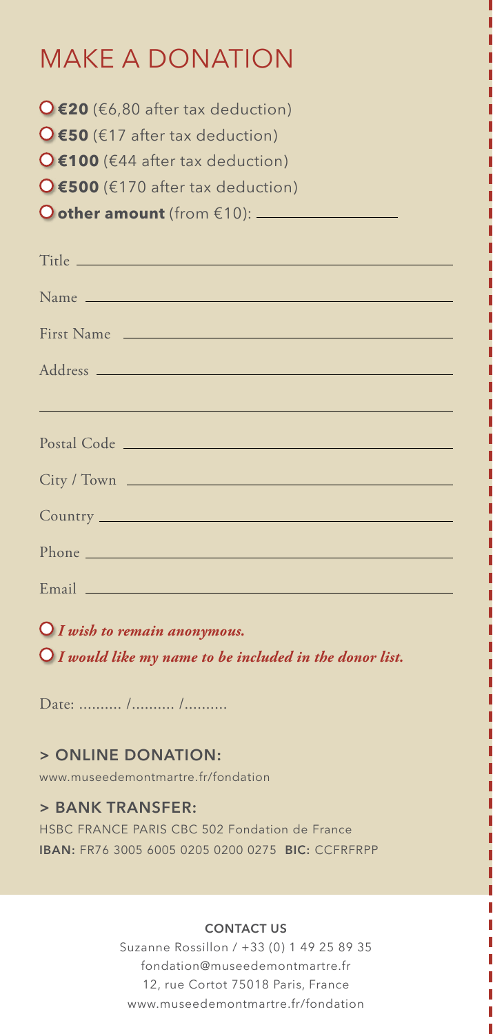# MAKE A DONATION

- ○ **€20** (€6,80 after tax deduction)
- ○ **€50** (€17 after tax deduction)
- ○ **€100** (€44 after tax deduction)
- ○ **€500** (€170 after tax deduction)
- ○ **other amount** (from €10): ____________

Title ____________

Name ____________

First Name ____________

Address ____________

____________

Postal Code ____________

City / Town ____________

Country ____________

Phone ____________

Email ____________

○ ***I wish to remain anonymous.***

○ ***I would like my name to be included in the donor list.***

Date: .......... /.......... /..........

## > ONLINE DONATION:

www.museedemontmartre.fr/fondation

## > BANK TRANSFER:

HSBC FRANCE PARIS CBC 502 Fondation de France

**IBAN:** FR76 3005 6005 0205 0200 0275 **BIC:** CCFRFRPP

**CONTACT US**

Suzanne Rossillon / +33 (0) 1 49 25 89 35

fondation@museedemontmartre.fr

12, rue Cortot 75018 Paris, France

www.museedemontmartre.fr/fondation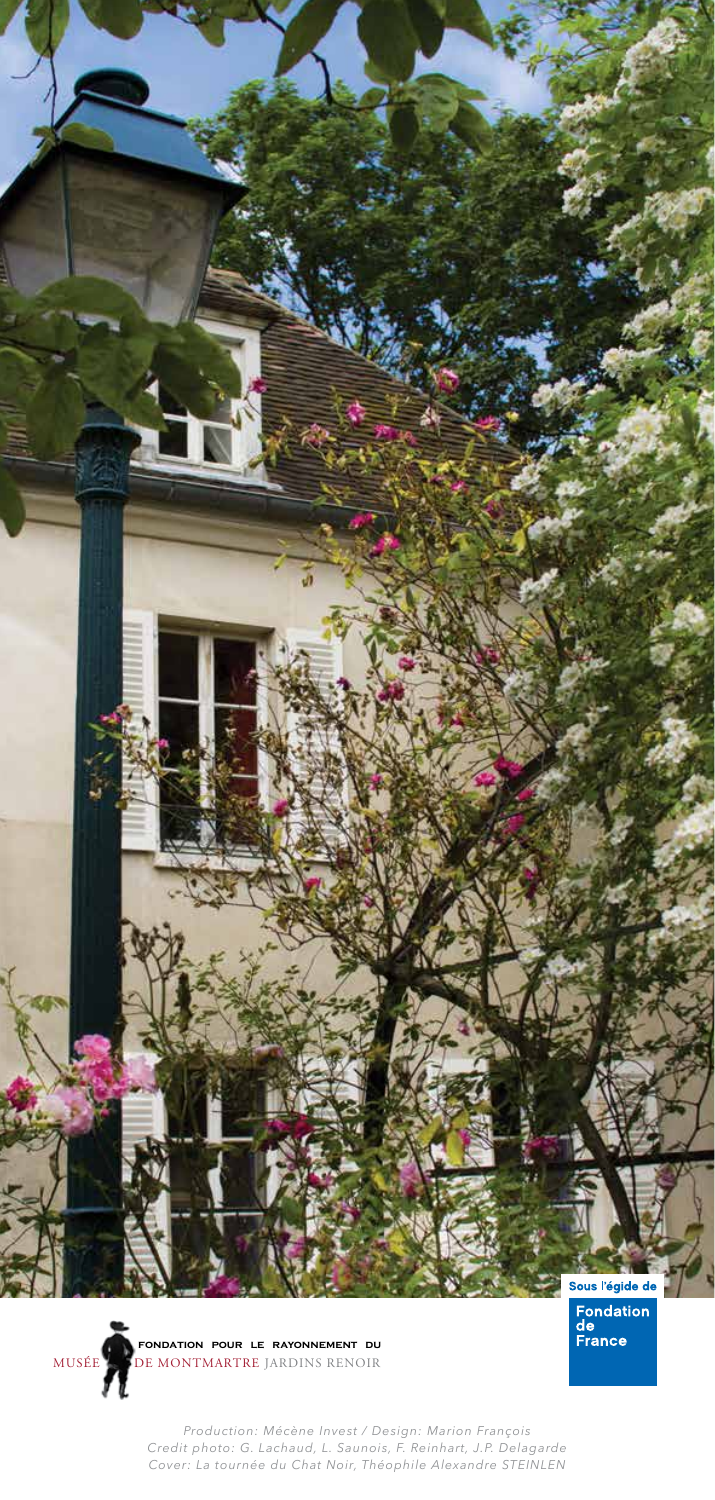Sous l'égide de

**Fondation de France**

**FONDATION POUR LE RAYONNEMENT DU** MUSÉE DE MONTMARTRE JARDINS RENOIR

*Production: Mécène Invest / Design: Marion François*
*Credit photo: G. Lachaud, L. Saunois, F. Reinhart, J.P. Delagarde*
*Cover: La tournée du Chat Noir, Théophile Alexandre STEINLEN*